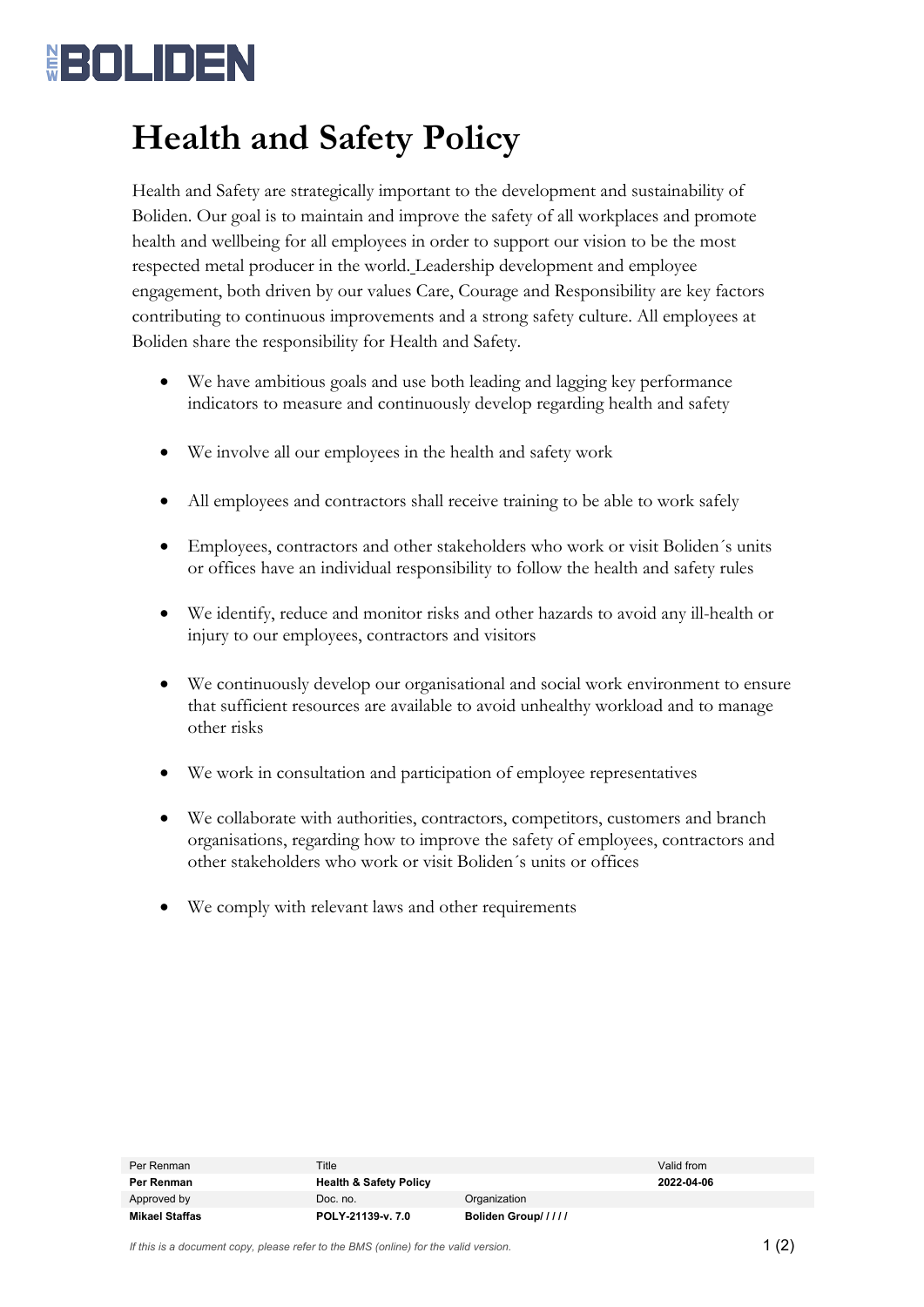# Health and Safety Policy

Health and Safety are strategically important to the development and sustainability of Boliden. Our goal is to maintain and improve the safety of all workplaces and promote health and wellbeing for all employees in order to support our vision to be the most respected metal producer in the world. Leadership development and employee engagement, both driven by our values Care, Courage and Responsibility are key factors contributing to continuous improvements and a strong safety culture. All employees at Boliden share the responsibility for Health and Safety.

- We have ambitious goals and use both leading and lagging key performance indicators to measure and continuously develop regarding health and safety
- We involve all our employees in the health and safety work
- All employees and contractors shall receive training to be able to work safely
- Employees, contractors and other stakeholders who work or visit Boliden´s units or offices have an individual responsibility to follow the health and safety rules
- We identify, reduce and monitor risks and other hazards to avoid any ill-health or injury to our employees, contractors and visitors
- We continuously develop our organisational and social work environment to ensure that sufficient resources are available to avoid unhealthy workload and to manage other risks
- We work in consultation and participation of employee representatives
- We collaborate with authorities, contractors, competitors, customers and branch organisations, regarding how to improve the safety of employees, contractors and other stakeholders who work or visit Boliden´s units or offices
- We comply with relevant laws and other requirements

| Per Renman | Title | | Valid from |
|---|---|---|---|
| **Per Renman** | **Health & Safety Policy** | | **2022-04-06** |
| Approved by | Doc. no. | Organization | |
| **Mikael Staffas** | **POLY-21139-v. 7.0** | **Boliden Group/ / / / /** | |

*If this is a document copy, please refer to the BMS (online) for the valid version.*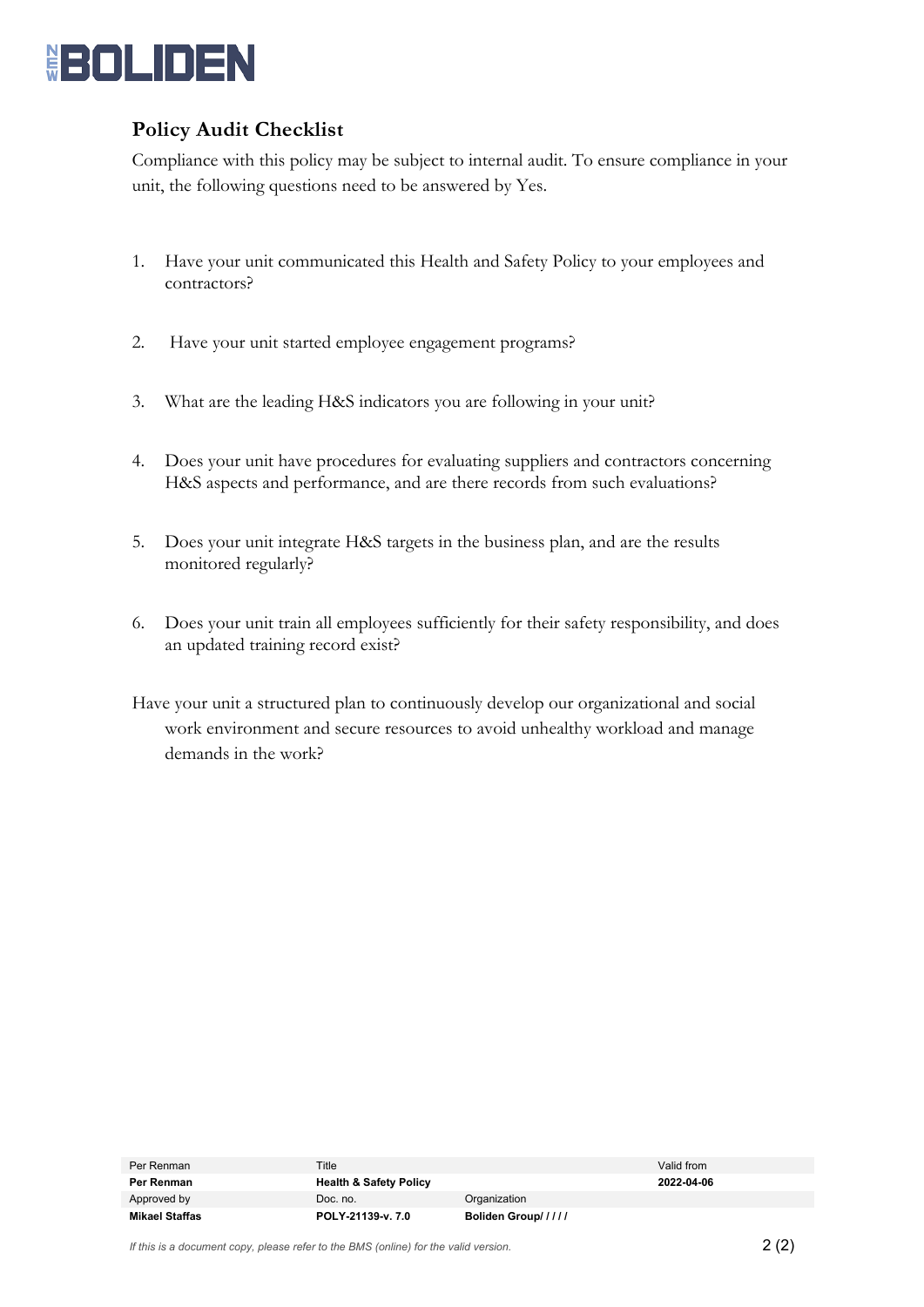## Policy Audit Checklist

Compliance with this policy may be subject to internal audit. To ensure compliance in your unit, the following questions need to be answered by Yes.

1. Have your unit communicated this Health and Safety Policy to your employees and contractors?
2. Have your unit started employee engagement programs?
3. What are the leading H&S indicators you are following in your unit?
4. Does your unit have procedures for evaluating suppliers and contractors concerning H&S aspects and performance, and are there records from such evaluations?
5. Does your unit integrate H&S targets in the business plan, and are the results monitored regularly?
6. Does your unit train all employees sufficiently for their safety responsibility, and does an updated training record exist?

Have your unit a structured plan to continuously develop our organizational and social work environment and secure resources to avoid unhealthy workload and manage demands in the work?

| | | | |
|---|---|---|---|
| Per Renman | Title | | Valid from |
| **Per Renman** | **Health & Safety Policy** | | **2022-04-06** |
| Approved by | Doc. no. | Organization | |
| **Mikael Staffas** | **POLY-21139-v. 7.0** | **Boliden Group/ / / / /** | |

*If this is a document copy, please refer to the BMS (online) for the valid version.*